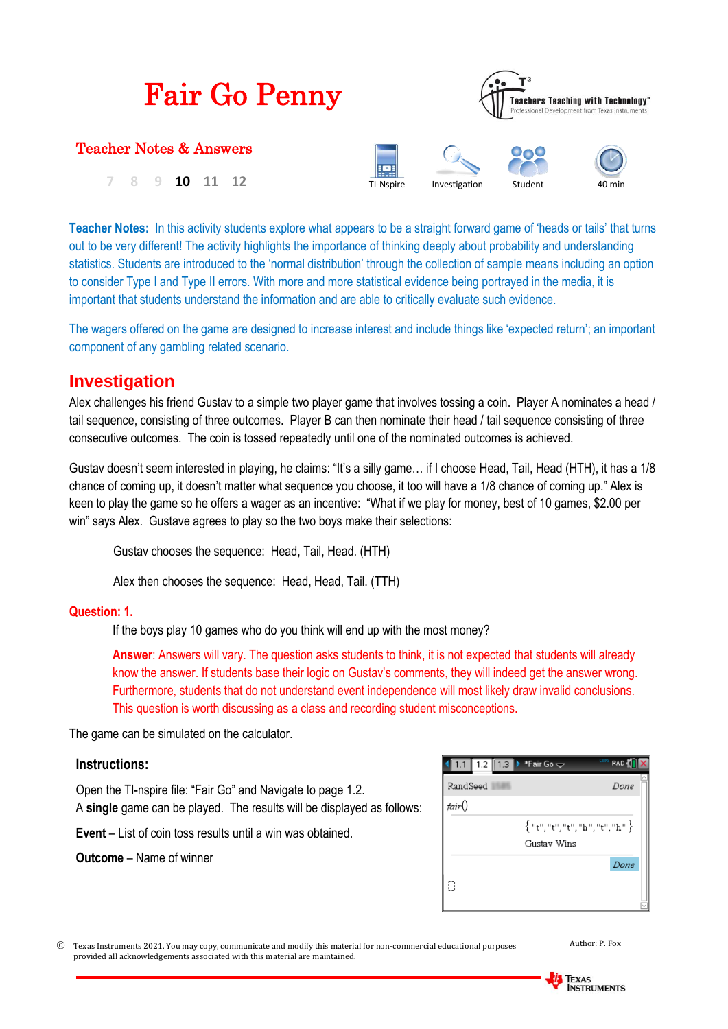# Fair Go Penny

## Teacher Notes & Answers

7 8 9 **10** 11 12

TI-Nspire Investigation Student 40 min

**Teacher Notes:** In this activity students explore what appears to be a straight forward game of 'heads or tails' that turns out to be very different! The activity highlights the importance of thinking deeply about probability and understanding statistics. Students are introduced to the 'normal distribution' through the collection of sample means including an option to consider Type I and Type II errors. With more and more statistical evidence being portrayed in the media, it is important that students understand the information and are able to critically evaluate such evidence.

The wagers offered on the game are designed to increase interest and include things like 'expected return'; an important component of any gambling related scenario.

## Investigation

Alex challenges his friend Gustav to a simple two player game that involves tossing a coin. Player A nominates a head / tail sequence, consisting of three outcomes. Player B can then nominate their head / tail sequence consisting of three consecutive outcomes. The coin is tossed repeatedly until one of the nominated outcomes is achieved.

Gustav doesn't seem interested in playing, he claims: "It's a silly game… if I choose Head, Tail, Head (HTH), it has a 1/8 chance of coming up, it doesn't matter what sequence you choose, it too will have a 1/8 chance of coming up." Alex is keen to play the game so he offers a wager as an incentive: "What if we play for money, best of 10 games, $2.00 per win" says Alex. Gustave agrees to play so the two boys make their selections:

Gustav chooses the sequence: Head, Tail, Head. (HTH)

Alex then chooses the sequence: Head, Head, Tail. (TTH)

**Question: 1.**

If the boys play 10 games who do you think will end up with the most money?

**Answer**: Answers will vary. The question asks students to think, it is not expected that students will already know the answer. If students base their logic on Gustav's comments, they will indeed get the answer wrong. Furthermore, students that do not understand event independence will most likely draw invalid conclusions. This question is worth discussing as a class and recording student misconceptions.

The game can be simulated on the calculator.

**Instructions:**

Open the TI-nspire file: "Fair Go" and Navigate to page 1.2.
A **single** game can be played. The results will be displayed as follows:

**Event** – List of coin toss results until a win was obtained.

**Outcome** – Name of winner

```
RandSeed                                   Done
fair()
                {"t","t","t","h","t","h"}
                Gustav Wins
                                           Done
```

© Texas Instruments 2021. You may copy, communicate and modify this material for non-commercial educational purposes provided all acknowledgements associated with this material are maintained.

Author: P. Fox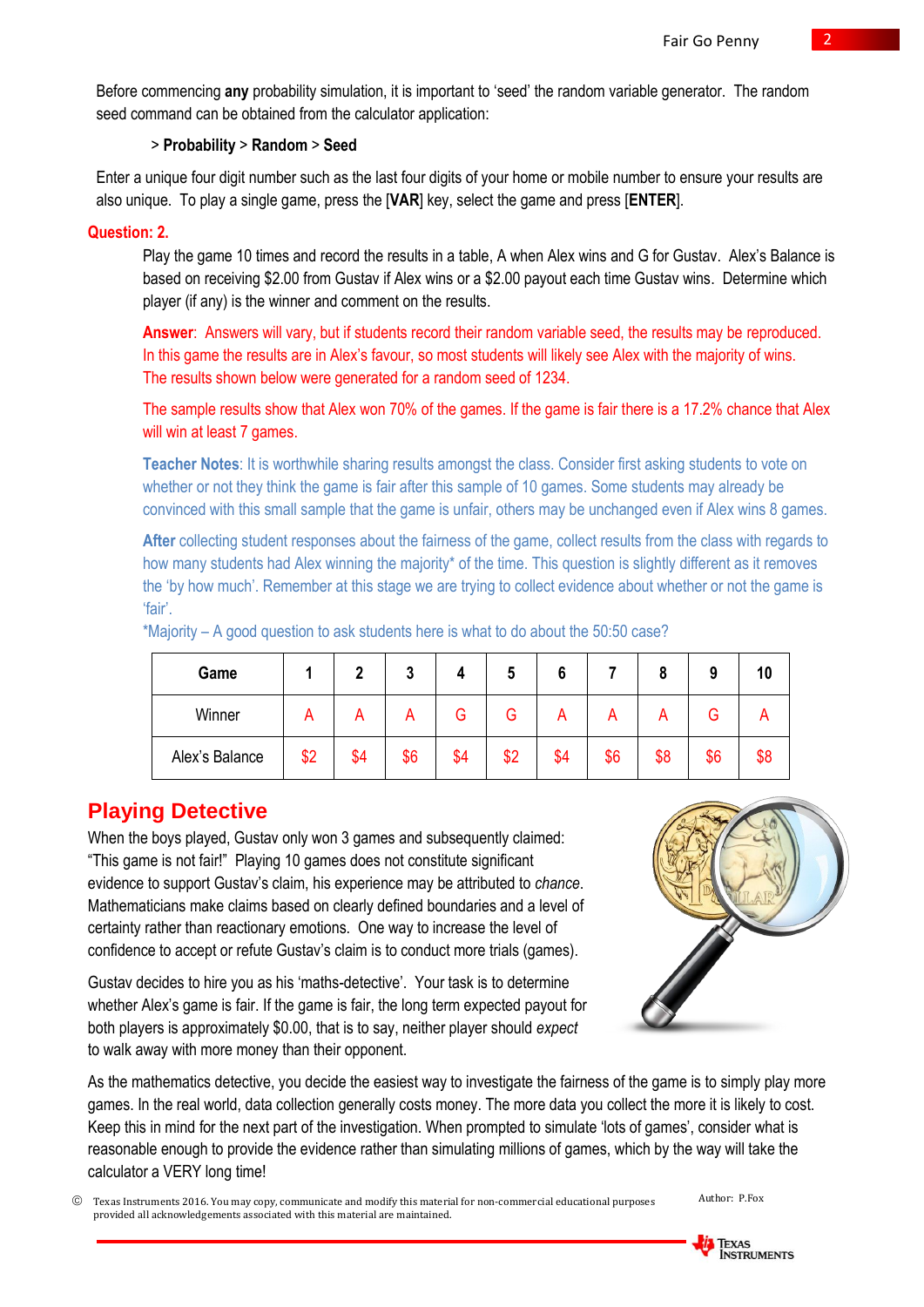Before commencing **any** probability simulation, it is important to 'seed' the random variable generator. The random seed command can be obtained from the calculator application:

> **Probability** > **Random** > **Seed**

Enter a unique four digit number such as the last four digits of your home or mobile number to ensure your results are also unique. To play a single game, press the [**VAR**] key, select the game and press [**ENTER**].

**Question: 2.**

Play the game 10 times and record the results in a table, A when Alex wins and G for Gustav. Alex's Balance is based on receiving $2.00 from Gustav if Alex wins or a $2.00 payout each time Gustav wins. Determine which player (if any) is the winner and comment on the results.

**Answer**: Answers will vary, but if students record their random variable seed, the results may be reproduced. In this game the results are in Alex's favour, so most students will likely see Alex with the majority of wins. The results shown below were generated for a random seed of 1234.

The sample results show that Alex won 70% of the games. If the game is fair there is a 17.2% chance that Alex will win at least 7 games.

**Teacher Notes**: It is worthwhile sharing results amongst the class. Consider first asking students to vote on whether or not they think the game is fair after this sample of 10 games. Some students may already be convinced with this small sample that the game is unfair, others may be unchanged even if Alex wins 8 games.

**After** collecting student responses about the fairness of the game, collect results from the class with regards to how many students had Alex winning the majority* of the time. This question is slightly different as it removes the 'by how much'. Remember at this stage we are trying to collect evidence about whether or not the game is 'fair'.

*Majority – A good question to ask students here is what to do about the 50:50 case?

| Game | 1 | 2 | 3 | 4 | 5 | 6 | 7 | 8 | 9 | 10 |
|---|---|---|---|---|---|---|---|---|---|---|
| Winner | A | A | A | G | G | A | A | A | G | A |
| Alex's Balance | $2 | $4 | $6 | $4 | $2 | $4 | $6 | $8 | $6 | $8 |

## Playing Detective

When the boys played, Gustav only won 3 games and subsequently claimed: "This game is not fair!" Playing 10 games does not constitute significant evidence to support Gustav's claim, his experience may be attributed to *chance*. Mathematicians make claims based on clearly defined boundaries and a level of certainty rather than reactionary emotions. One way to increase the level of confidence to accept or refute Gustav's claim is to conduct more trials (games).

Gustav decides to hire you as his 'maths-detective'. Your task is to determine whether Alex's game is fair. If the game is fair, the long term expected payout for both players is approximately $0.00, that is to say, neither player should *expect* to walk away with more money than their opponent.

As the mathematics detective, you decide the easiest way to investigate the fairness of the game is to simply play more games. In the real world, data collection generally costs money. The more data you collect the more it is likely to cost. Keep this in mind for the next part of the investigation. When prompted to simulate 'lots of games', consider what is reasonable enough to provide the evidence rather than simulating millions of games, which by the way will take the calculator a VERY long time!

© Texas Instruments 2016. You may copy, communicate and modify this material for non-commercial educational purposes provided all acknowledgements associated with this material are maintained.

Author: P.Fox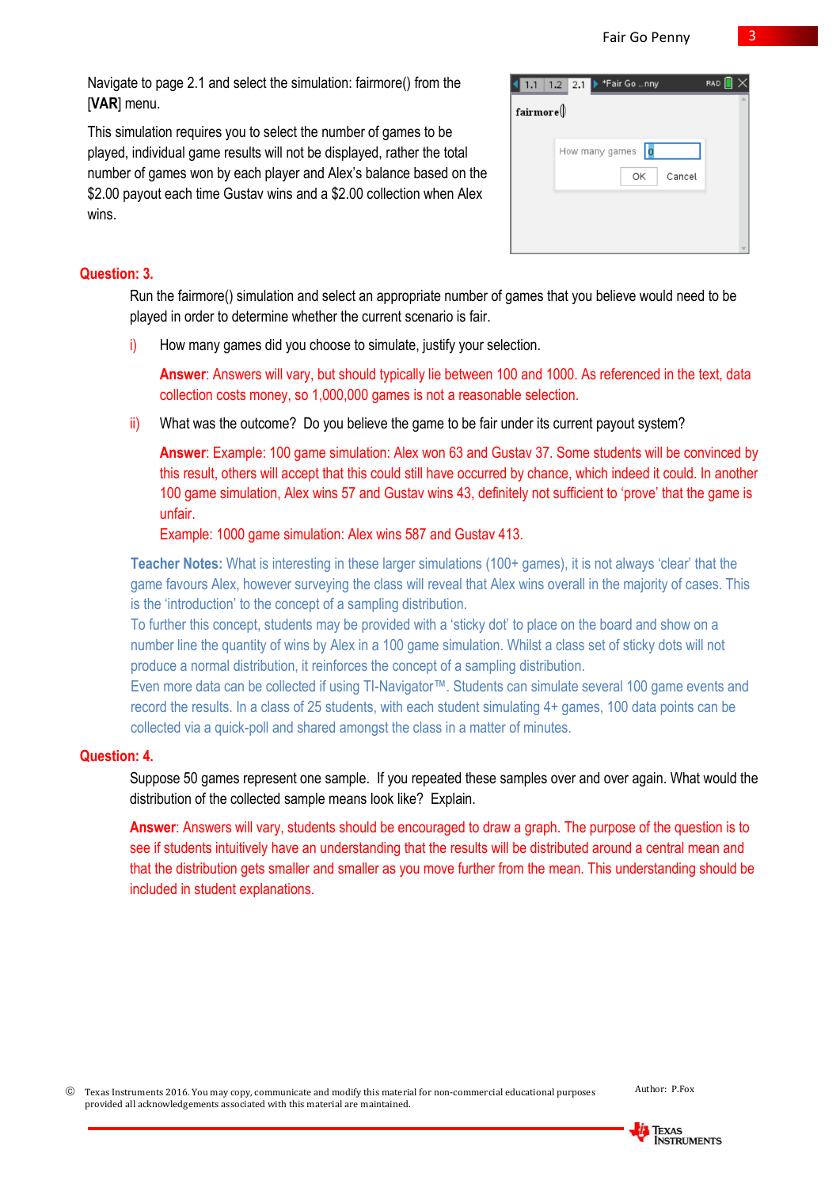Navigate to page 2.1 and select the simulation: fairmore() from the [**VAR**] menu.

This simulation requires you to select the number of games to be played, individual game results will not be displayed, rather the total number of games won by each player and Alex's balance based on the $2.00 payout each time Gustav wins and a $2.00 collection when Alex wins.

## Question: 3.

Run the fairmore() simulation and select an appropriate number of games that you believe would need to be played in order to determine whether the current scenario is fair.

i) How many games did you choose to simulate, justify your selection.

**Answer**: Answers will vary, but should typically lie between 100 and 1000. As referenced in the text, data collection costs money, so 1,000,000 games is not a reasonable selection.

ii) What was the outcome? Do you believe the game to be fair under its current payout system?

**Answer**: Example: 100 game simulation: Alex won 63 and Gustav 37. Some students will be convinced by this result, others will accept that this could still have occurred by chance, which indeed it could. In another 100 game simulation, Alex wins 57 and Gustav wins 43, definitely not sufficient to 'prove' that the game is unfair.
Example: 1000 game simulation: Alex wins 587 and Gustav wins 413.

**Teacher Notes:** What is interesting in these larger simulations (100+ games), it is not always 'clear' that the game favours Alex, however surveying the class will reveal that Alex wins overall in the majority of cases. This is the 'introduction' to the concept of a sampling distribution.
To further this concept, students may be provided with a 'sticky dot' to place on the board and show on a number line the quantity of wins by Alex in a 100 game simulation. Whilst a class set of sticky dots will not produce a normal distribution, it reinforces the concept of a sampling distribution.
Even more data can be collected if using TI-Navigator™. Students can simulate several 100 game events and record the results. In a class of 25 students, with each student simulating 4+ games, 100 data points can be collected via a quick-poll and shared amongst the class in a matter of minutes.

## Question: 4.

Suppose 50 games represent one sample. If you repeated these samples over and over again. What would the distribution of the collected sample means look like? Explain.

**Answer**: Answers will vary, students should be encouraged to draw a graph. The purpose of the question is to see if students intuitively have an understanding that the results will be distributed around a central mean and that the distribution gets smaller and smaller as you move further from the mean. This understanding should be included in student explanations.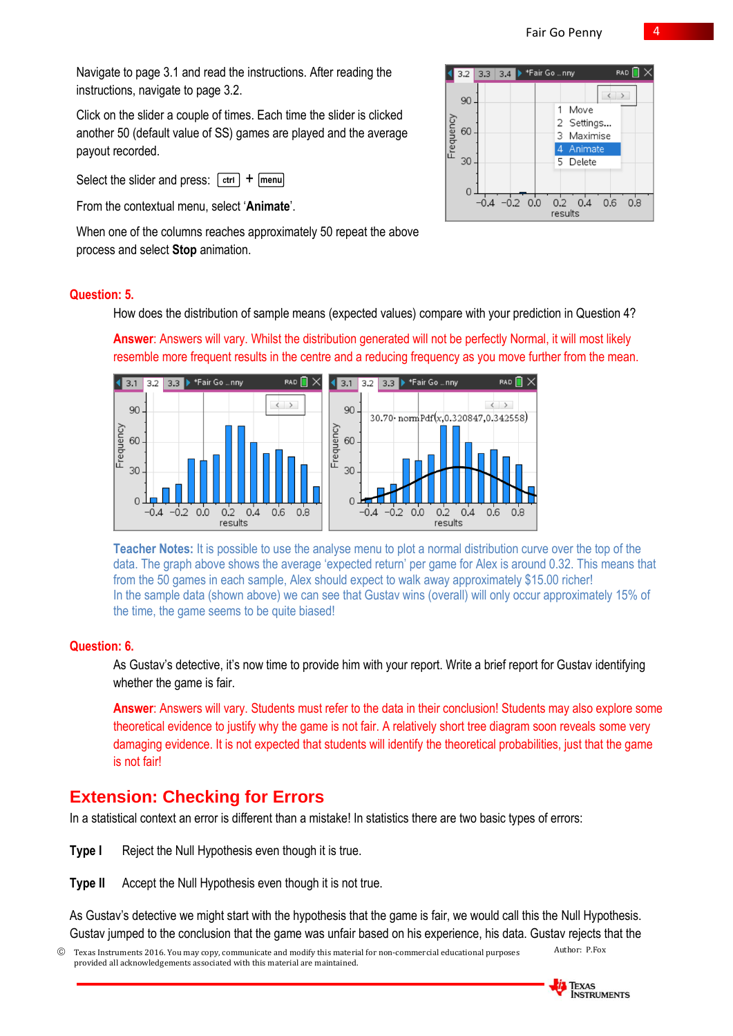Navigate to page 3.1 and read the instructions. After reading the instructions, navigate to page 3.2.

Click on the slider a couple of times. Each time the slider is clicked another 50 (default value of SS) games are played and the average payout recorded.

Select the slider and press: ctrl + menu

From the contextual menu, select '**Animate**'.

When one of the columns reaches approximately 50 repeat the above process and select **Stop** animation.

**Question: 5.**

How does the distribution of sample means (expected values) compare with your prediction in Question 4?

**Answer**: Answers will vary. Whilst the distribution generated will not be perfectly Normal, it will most likely resemble more frequent results in the centre and a reducing frequency as you move further from the mean.

**Teacher Notes:** It is possible to use the analyse menu to plot a normal distribution curve over the top of the data. The graph above shows the average 'expected return' per game for Alex is around 0.32. This means that from the 50 games in each sample, Alex should expect to walk away approximately $15.00 richer!
In the sample data (shown above) we can see that Gustav wins (overall) will only occur approximately 15% of the time, the game seems to be quite biased!

**Question: 6.**

As Gustav's detective, it's now time to provide him with your report. Write a brief report for Gustav identifying whether the game is fair.

**Answer**: Answers will vary. Students must refer to the data in their conclusion! Students may also explore some theoretical evidence to justify why the game is not fair. A relatively short tree diagram soon reveals some very damaging evidence. It is not expected that students will identify the theoretical probabilities, just that the game is not fair!

## Extension: Checking for Errors

In a statistical context an error is different than a mistake! In statistics there are two basic types of errors:

**Type I** Reject the Null Hypothesis even though it is true.

**Type II** Accept the Null Hypothesis even though it is not true.

As Gustav's detective we might start with the hypothesis that the game is fair, we would call this the Null Hypothesis. Gustav jumped to the conclusion that the game was unfair based on his experience, his data. Gustav rejects the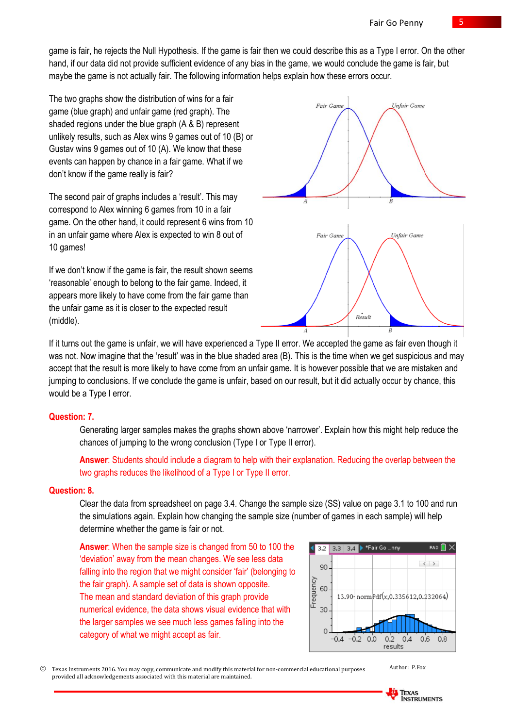game is fair, he rejects the Null Hypothesis. If the game is fair then we could describe this as a Type I error. On the other hand, if our data did not provide sufficient evidence of any bias in the game, we would conclude the game is fair, but maybe the game is not actually fair. The following information helps explain how these errors occur.

The two graphs show the distribution of wins for a fair game (blue graph) and unfair game (red graph). The shaded regions under the blue graph (A & B) represent unlikely results, such as Alex wins 9 games out of 10 (B) or Gustav wins 9 games out of 10 (A). We know that these events can happen by chance in a fair game. What if we don't know if the game really is fair?

The second pair of graphs includes a 'result'. This may correspond to Alex winning 6 games from 10 in a fair game. On the other hand, it could represent 6 wins from 10 in an unfair game where Alex is expected to win 8 out of 10 games!

If we don't know if the game is fair, the result shown seems 'reasonable' enough to belong to the fair game. Indeed, it appears more likely to have come from the fair game than the unfair game as it is closer to the expected result (middle).

If it turns out the game is unfair, we will have experienced a Type II error. We accepted the game as fair even though it was not. Now imagine that the 'result' was in the blue shaded area (B). This is the time when we get suspicious and may accept that the result is more likely to have come from an unfair game. It is however possible that we are mistaken and jumping to conclusions. If we conclude the game is unfair, based on our result, but it did actually occur by chance, this would be a Type I error.

**Question: 7.**

Generating larger samples makes the graphs shown above 'narrower'. Explain how this might help reduce the chances of jumping to the wrong conclusion (Type I or Type II error).

**Answer**: Students should include a diagram to help with their explanation. Reducing the overlap between the two graphs reduces the likelihood of a Type I or Type II error.

**Question: 8.**

Clear the data from spreadsheet on page 3.4. Change the sample size (SS) value on page 3.1 to 100 and run the simulations again. Explain how changing the sample size (number of games in each sample) will help determine whether the game is fair or not.

**Answer**: When the sample size is changed from 50 to 100 the 'deviation' away from the mean changes. We see less data falling into the region that we might consider 'fair' (belonging to the fair graph). A sample set of data is shown opposite. The mean and standard deviation of this graph provide numerical evidence, the data shows visual evidence that with the larger samples we see much less games falling into the category of what we might accept as fair.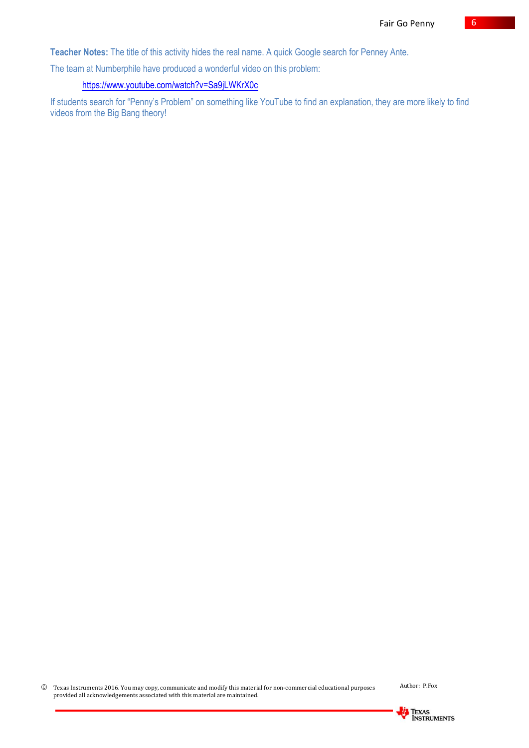**Teacher Notes:** The title of this activity hides the real name. A quick Google search for Penney Ante.

The team at Numberphile have produced a wonderful video on this problem:

[https://www.youtube.com/watch?v=Sa9jLWKrX0c](https://www.youtube.com/watch?v=Sa9jLWKrX0c)

If students search for “Penny’s Problem” on something like YouTube to find an explanation, they are more likely to find videos from the Big Bang theory!